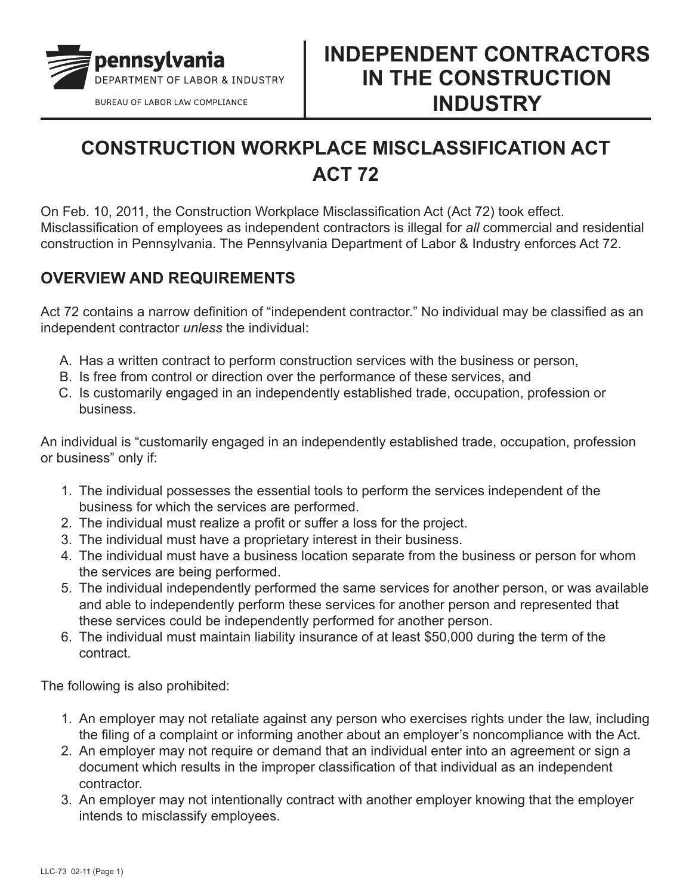pennsylvania
DEPARTMENT OF LABOR & INDUSTRY
BUREAU OF LABOR LAW COMPLIANCE

# INDEPENDENT CONTRACTORS IN THE CONSTRUCTION INDUSTRY

## CONSTRUCTION WORKPLACE MISCLASSIFICATION ACT ACT 72

On Feb. 10, 2011, the Construction Workplace Misclassification Act (Act 72) took effect. Misclassification of employees as independent contractors is illegal for *all* commercial and residential construction in Pennsylvania. The Pennsylvania Department of Labor & Industry enforces Act 72.

### OVERVIEW AND REQUIREMENTS

Act 72 contains a narrow definition of "independent contractor." No individual may be classified as an independent contractor *unless* the individual:

A. Has a written contract to perform construction services with the business or person,
B. Is free from control or direction over the performance of these services, and
C. Is customarily engaged in an independently established trade, occupation, profession or business.

An individual is "customarily engaged in an independently established trade, occupation, profession or business" only if:

1. The individual possesses the essential tools to perform the services independent of the business for which the services are performed.
2. The individual must realize a profit or suffer a loss for the project.
3. The individual must have a proprietary interest in their business.
4. The individual must have a business location separate from the business or person for whom the services are being performed.
5. The individual independently performed the same services for another person, or was available and able to independently perform these services for another person and represented that these services could be independently performed for another person.
6. The individual must maintain liability insurance of at least $50,000 during the term of the contract.

The following is also prohibited:

1. An employer may not retaliate against any person who exercises rights under the law, including the filing of a complaint or informing another about an employer's noncompliance with the Act.
2. An employer may not require or demand that an individual enter into an agreement or sign a document which results in the improper classification of that individual as an independent contractor.
3. An employer may not intentionally contract with another employer knowing that the employer intends to misclassify employees.

LLC-73 02-11 (Page 1)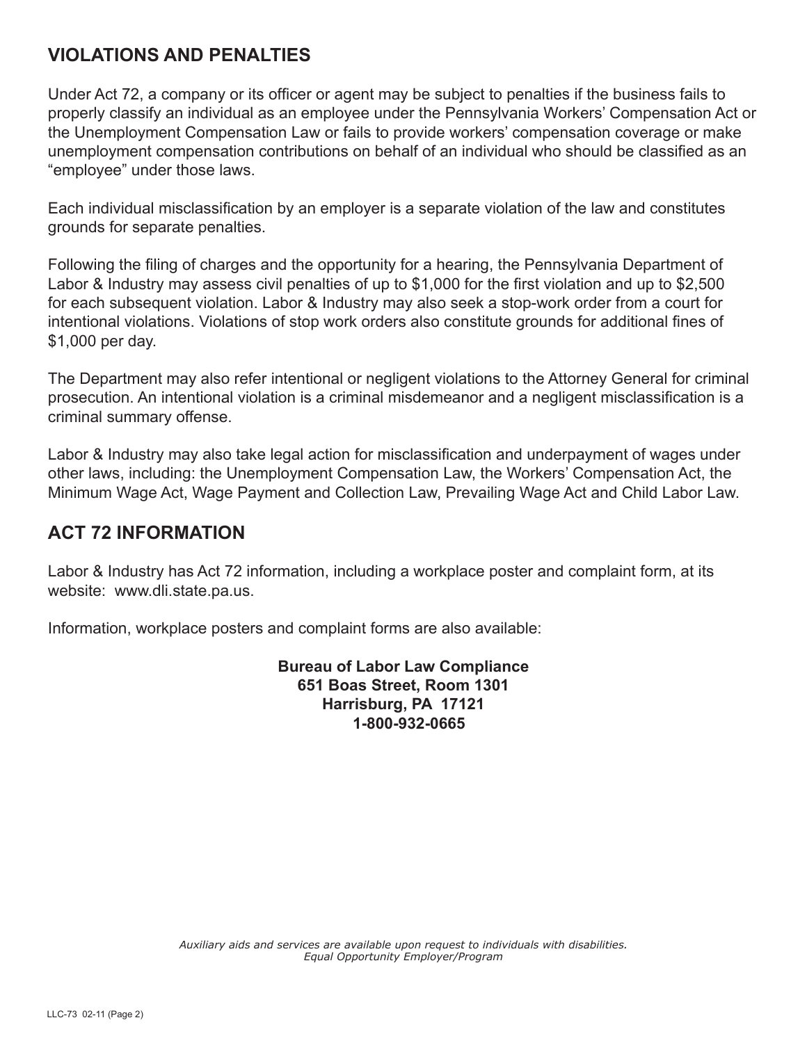## VIOLATIONS AND PENALTIES

Under Act 72, a company or its officer or agent may be subject to penalties if the business fails to properly classify an individual as an employee under the Pennsylvania Workers' Compensation Act or the Unemployment Compensation Law or fails to provide workers' compensation coverage or make unemployment compensation contributions on behalf of an individual who should be classified as an "employee" under those laws.

Each individual misclassification by an employer is a separate violation of the law and constitutes grounds for separate penalties.

Following the filing of charges and the opportunity for a hearing, the Pennsylvania Department of Labor & Industry may assess civil penalties of up to $1,000 for the first violation and up to $2,500 for each subsequent violation. Labor & Industry may also seek a stop-work order from a court for intentional violations. Violations of stop work orders also constitute grounds for additional fines of $1,000 per day.

The Department may also refer intentional or negligent violations to the Attorney General for criminal prosecution. An intentional violation is a criminal misdemeanor and a negligent misclassification is a criminal summary offense.

Labor & Industry may also take legal action for misclassification and underpayment of wages under other laws, including: the Unemployment Compensation Law, the Workers' Compensation Act, the Minimum Wage Act, Wage Payment and Collection Law, Prevailing Wage Act and Child Labor Law.

## ACT 72 INFORMATION

Labor & Industry has Act 72 information, including a workplace poster and complaint form, at its website: www.dli.state.pa.us.

Information, workplace posters and complaint forms are also available:

**Bureau of Labor Law Compliance**
**651 Boas Street, Room 1301**
**Harrisburg, PA 17121**
**1-800-932-0665**

*Auxiliary aids and services are available upon request to individuals with disabilities.*
*Equal Opportunity Employer/Program*

LLC-73 02-11 (Page 2)